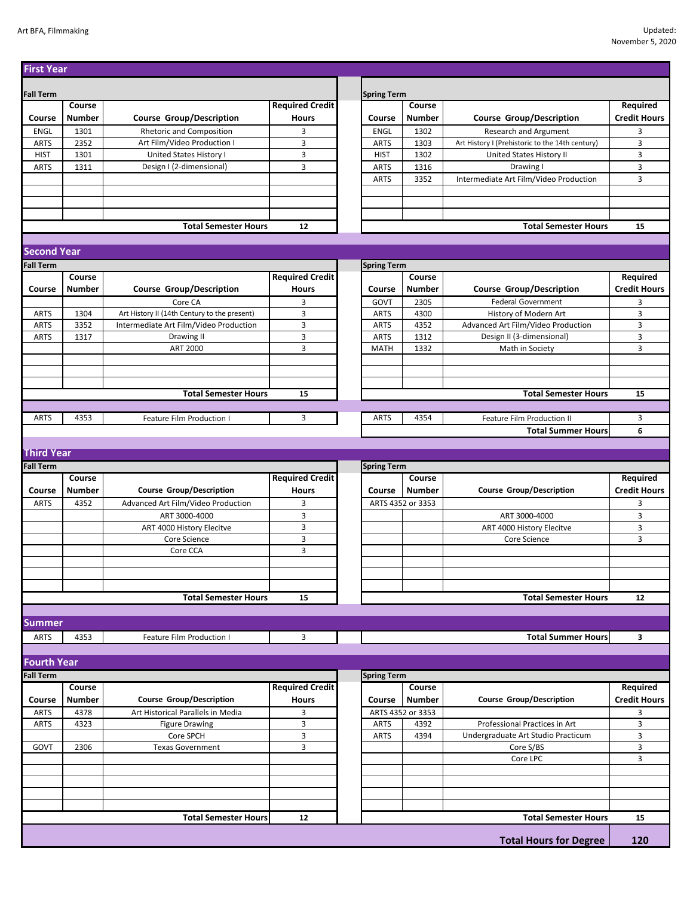Art BFA, Filmmaking

Updated: November 5, 2020

## First Year

| Fall Term | | | | Spring Term | | | |
|---|---|---|---|---|---|---|---|
| **Course** | **Course Number** | **Course Group/Description** | **Required Credit Hours** | **Course** | **Course Number** | **Course Group/Description** | **Required Credit Hours** |
| ENGL | 1301 | Rhetoric and Composition | 3 | ENGL | 1302 | Research and Argument | 3 |
| ARTS | 2352 | Art Film/Video Production I | 3 | ARTS | 1303 | Art History I (Prehistoric to the 14th century) | 3 |
| HIST | 1301 | United States History I | 3 | HIST | 1302 | United States History II | 3 |
| ARTS | 1311 | Design I (2-dimensional) | 3 | ARTS | 1316 | Drawing I | 3 |
| | | | | ARTS | 3352 | Intermediate Art Film/Video Production | 3 |
| | | **Total Semester Hours** | **12** | | | **Total Semester Hours** | **15** |

## Second Year

| Fall Term | | | | Spring Term | | | |
|---|---|---|---|---|---|---|---|
| **Course** | **Course Number** | **Course Group/Description** | **Required Credit Hours** | **Course** | **Course Number** | **Course Group/Description** | **Required Credit Hours** |
| | | Core CA | 3 | GOVT | 2305 | Federal Government | 3 |
| ARTS | 1304 | Art History II (14th Century to the present) | 3 | ARTS | 4300 | History of Modern Art | 3 |
| ARTS | 3352 | Intermediate Art Film/Video Production | 3 | ARTS | 4352 | Advanced Art Film/Video Production | 3 |
| ARTS | 1317 | Drawing II | 3 | ARTS | 1312 | Design II (3-dimensional) | 3 |
| | | ART 2000 | 3 | MATH | 1332 | Math in Society | 3 |
| | | **Total Semester Hours** | **15** | | | **Total Semester Hours** | **15** |
| ARTS | 4353 | Feature Film Production I | 3 | ARTS | 4354 | Feature Film Production II | 3 |
| | | | | | | **Total Summer Hours** | **6** |

## Third Year

| Fall Term | | | | Spring Term | | | |
|---|---|---|---|---|---|---|---|
| **Course** | **Course Number** | **Course Group/Description** | **Required Credit Hours** | **Course** | **Course Number** | **Course Group/Description** | **Required Credit Hours** |
| ARTS | 4352 | Advanced Art Film/Video Production | 3 | ARTS 4352 or 3353 | | | 3 |
| | | ART 3000-4000 | 3 | | | ART 3000-4000 | 3 |
| | | ART 4000 History Elecitve | 3 | | | ART 4000 History Elecitve | 3 |
| | | Core Science | 3 | | | Core Science | 3 |
| | | Core CCA | 3 | | | | |
| | | **Total Semester Hours** | **15** | | | **Total Semester Hours** | **12** |

## Summer

| Course | Course Number | Course Group/Description | Required Credit Hours | | | | |
|---|---|---|---|---|---|---|---|
| ARTS | 4353 | Feature Film Production I | 3 | | | **Total Summer Hours** | **3** |

## Fourth Year

| Fall Term | | | | Spring Term | | | |
|---|---|---|---|---|---|---|---|
| **Course** | **Course Number** | **Course Group/Description** | **Required Credit Hours** | **Course** | **Course Number** | **Course Group/Description** | **Required Credit Hours** |
| ARTS | 4378 | Art Historical Parallels in Media | 3 | ARTS 4352 or 3353 | | | 3 |
| ARTS | 4323 | Figure Drawing | 3 | ARTS | 4392 | Professional Practices in Art | 3 |
| | | Core SPCH | 3 | ARTS | 4394 | Undergraduate Art Studio Practicum | 3 |
| GOVT | 2306 | Texas Government | 3 | | | Core S/BS | 3 |
| | | | | | | Core LPC | 3 |
| | | **Total Semester Hours** | **12** | | | **Total Semester Hours** | **15** |
| | | | | | | **Total Hours for Degree** | **120** |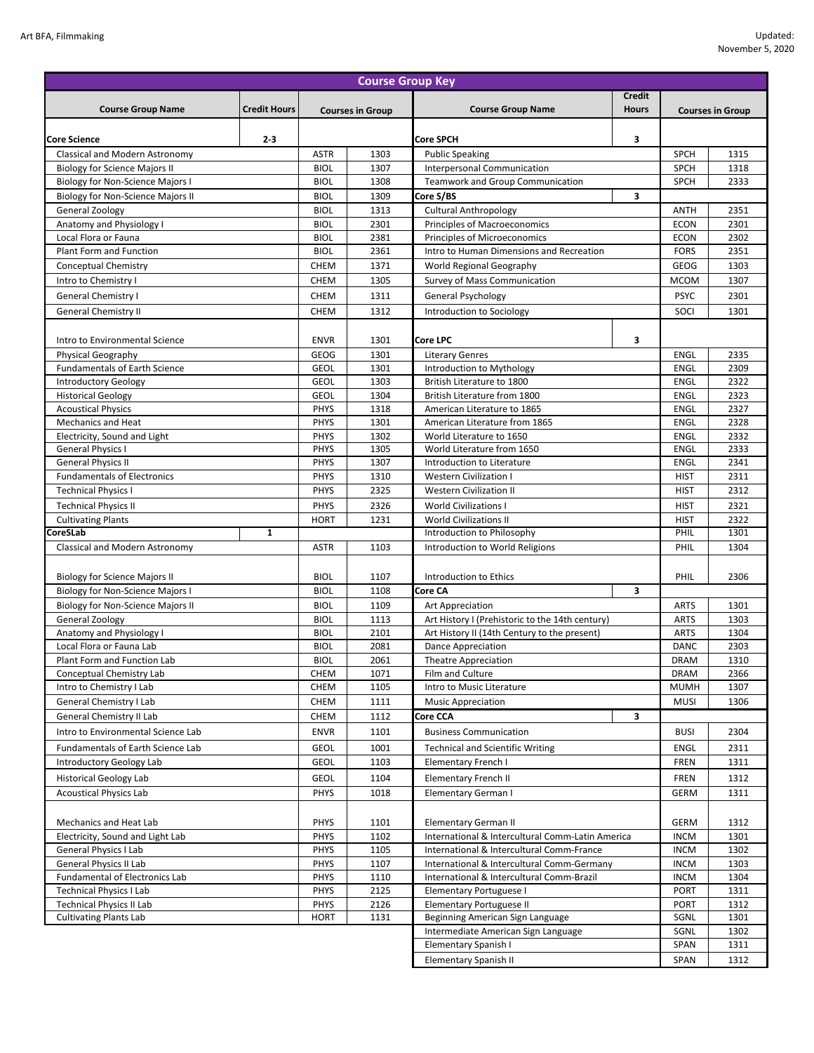Art BFA, Filmmaking

Updated: November 5, 2020

## Course Group Key

| Course Group Name | Credit Hours | Courses in Group | |
|---|---|---|---|
| **Core Science** | **2-3** | | |
| Classical and Modern Astronomy | | ASTR | 1303 |
| Biology for Science Majors II | | BIOL | 1307 |
| Biology for Non-Science Majors I | | BIOL | 1308 |
| Biology for Non-Science Majors II | | BIOL | 1309 |
| General Zoology | | BIOL | 1313 |
| Anatomy and Physiology I | | BIOL | 2301 |
| Local Flora or Fauna | | BIOL | 2381 |
| Plant Form and Function | | BIOL | 2361 |
| Conceptual Chemistry | | CHEM | 1371 |
| Intro to Chemistry I | | CHEM | 1305 |
| General Chemistry I | | CHEM | 1311 |
| General Chemistry II | | CHEM | 1312 |
| Intro to Environmental Science | | ENVR | 1301 |
| Physical Geography | | GEOG | 1301 |
| Fundamentals of Earth Science | | GEOL | 1301 |
| Introductory Geology | | GEOL | 1303 |
| Historical Geology | | GEOL | 1304 |
| Acoustical Physics | | PHYS | 1318 |
| Mechanics and Heat | | PHYS | 1301 |
| Electricity, Sound and Light | | PHYS | 1302 |
| General Physics I | | PHYS | 1305 |
| General Physics II | | PHYS | 1307 |
| Fundamentals of Electronics | | PHYS | 1310 |
| Technical Physics I | | PHYS | 2325 |
| Technical Physics II | | PHYS | 2326 |
| Cultivating Plants | | HORT | 1231 |
| **CoreSLab** | **1** | | |
| Classical and Modern Astronomy | | ASTR | 1103 |
| Biology for Science Majors II | | BIOL | 1107 |
| Biology for Non-Science Majors I | | BIOL | 1108 |
| Biology for Non-Science Majors II | | BIOL | 1109 |
| General Zoology | | BIOL | 1113 |
| Anatomy and Physiology I | | BIOL | 2101 |
| Local Flora or Fauna Lab | | BIOL | 2081 |
| Plant Form and Function Lab | | BIOL | 2061 |
| Conceptual Chemistry Lab | | CHEM | 1071 |
| Intro to Chemistry I Lab | | CHEM | 1105 |
| General Chemistry I Lab | | CHEM | 1111 |
| General Chemistry II Lab | | CHEM | 1112 |
| Intro to Environmental Science Lab | | ENVR | 1101 |
| Fundamentals of Earth Science Lab | | GEOL | 1001 |
| Introductory Geology Lab | | GEOL | 1103 |
| Historical Geology Lab | | GEOL | 1104 |
| Acoustical Physics Lab | | PHYS | 1018 |
| Mechanics and Heat Lab | | PHYS | 1101 |
| Electricity, Sound and Light Lab | | PHYS | 1102 |
| General Physics I Lab | | PHYS | 1105 |
| General Physics II Lab | | PHYS | 1107 |
| Fundamental of Electronics Lab | | PHYS | 1110 |
| Technical Physics I Lab | | PHYS | 2125 |
| Technical Physics II Lab | | PHYS | 2126 |
| Cultivating Plants Lab | | HORT | 1131 |

| Course Group Name | Credit Hours | Courses in Group | |
|---|---|---|---|
| **Core SPCH** | **3** | | |
| Public Speaking | | SPCH | 1315 |
| Interpersonal Communication | | SPCH | 1318 |
| Teamwork and Group Communication | | SPCH | 2333 |
| **Core S/BS** | **3** | | |
| Cultural Anthropology | | ANTH | 2351 |
| Principles of Macroeconomics | | ECON | 2301 |
| Principles of Microeconomics | | ECON | 2302 |
| Intro to Human Dimensions and Recreation | | FORS | 2351 |
| World Regional Geography | | GEOG | 1303 |
| Survey of Mass Communication | | MCOM | 1307 |
| General Psychology | | PSYC | 2301 |
| Introduction to Sociology | | SOCI | 1301 |
| **Core LPC** | **3** | | |
| Literary Genres | | ENGL | 2335 |
| Introduction to Mythology | | ENGL | 2309 |
| British Literature to 1800 | | ENGL | 2322 |
| British Literature from 1800 | | ENGL | 2323 |
| American Literature to 1865 | | ENGL | 2327 |
| American Literature from 1865 | | ENGL | 2328 |
| World Literature to 1650 | | ENGL | 2332 |
| World Literature from 1650 | | ENGL | 2333 |
| Introduction to Literature | | ENGL | 2341 |
| Western Civilization I | | HIST | 2311 |
| Western Civilization II | | HIST | 2312 |
| World Civilizations I | | HIST | 2321 |
| World Civilizations II | | HIST | 2322 |
| Introduction to Philosophy | | PHIL | 1301 |
| Introduction to World Religions | | PHIL | 1304 |
| Introduction to Ethics | | PHIL | 2306 |
| **Core CA** | **3** | | |
| Art Appreciation | | ARTS | 1301 |
| Art History I (Prehistoric to the 14th century) | | ARTS | 1303 |
| Art History II (14th Century to the present) | | ARTS | 1304 |
| Dance Appreciation | | DANC | 2303 |
| Theatre Appreciation | | DRAM | 1310 |
| Film and Culture | | DRAM | 2366 |
| Intro to Music Literature | | MUMH | 1307 |
| Music Appreciation | | MUSI | 1306 |
| **Core CCA** | **3** | | |
| Business Communication | | BUSI | 2304 |
| Technical and Scientific Writing | | ENGL | 2311 |
| Elementary French I | | FREN | 1311 |
| Elementary French II | | FREN | 1312 |
| Elementary German I | | GERM | 1311 |
| Elementary German II | | GERM | 1312 |
| International & Intercultural Comm-Latin America | | INCM | 1301 |
| International & Intercultural Comm-France | | INCM | 1302 |
| International & Intercultural Comm-Germany | | INCM | 1303 |
| International & Intercultural Comm-Brazil | | INCM | 1304 |
| Elementary Portuguese I | | PORT | 1311 |
| Elementary Portuguese II | | PORT | 1312 |
| Beginning American Sign Language | | SGNL | 1301 |
| Intermediate American Sign Language | | SGNL | 1302 |
| Elementary Spanish I | | SPAN | 1311 |
| Elementary Spanish II | | SPAN | 1312 |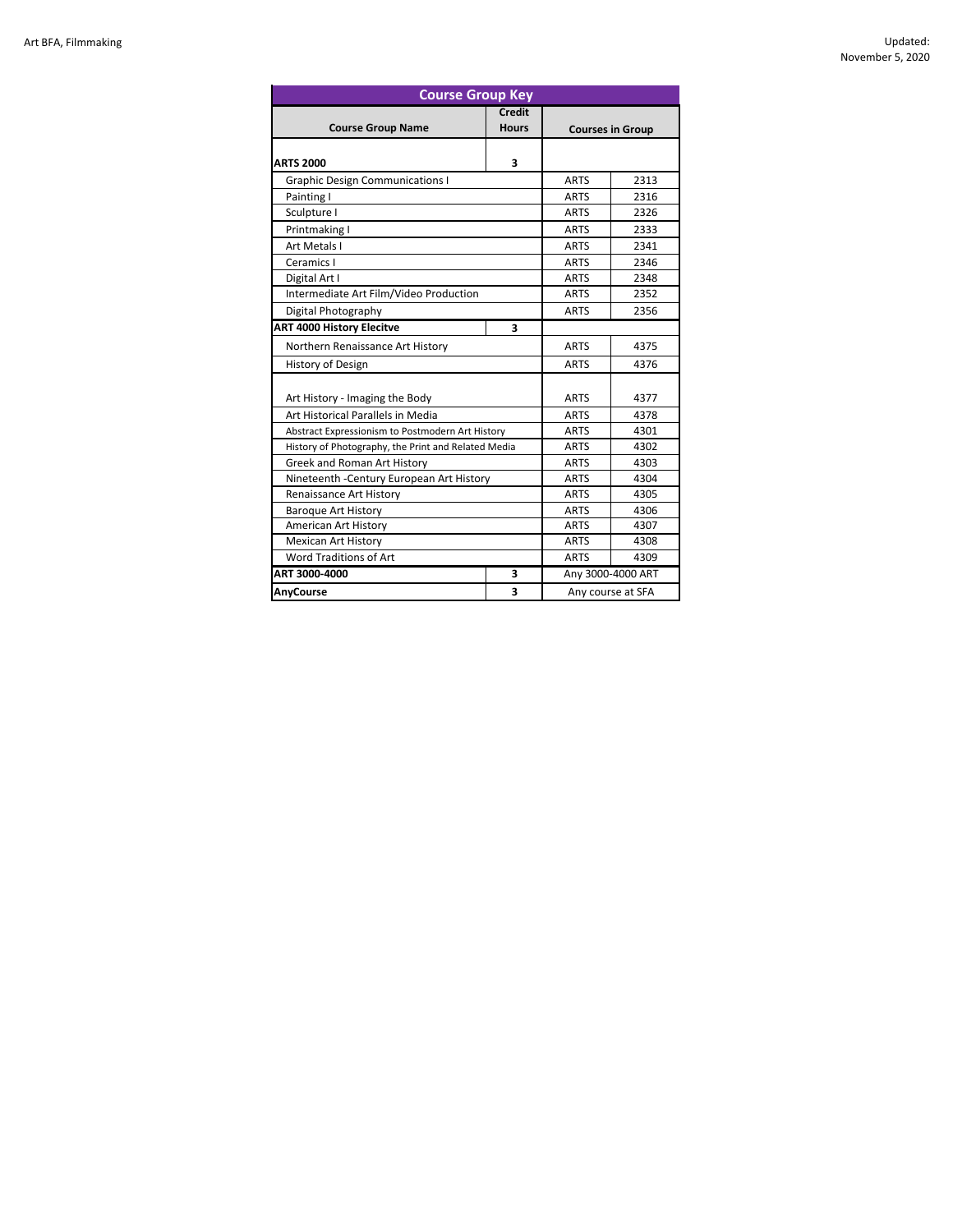## Course Group Key

| Course Group Name | Credit Hours | Courses in Group | |
|---|---|---|---|
| **ARTS 2000** | **3** | | |
| Graphic Design Communications I | | ARTS | 2313 |
| Painting I | | ARTS | 2316 |
| Sculpture I | | ARTS | 2326 |
| Printmaking I | | ARTS | 2333 |
| Art Metals I | | ARTS | 2341 |
| Ceramics I | | ARTS | 2346 |
| Digital Art I | | ARTS | 2348 |
| Intermediate Art Film/Video Production | | ARTS | 2352 |
| Digital Photography | | ARTS | 2356 |
| **ART 4000 History Elecitve** | **3** | | |
| Northern Renaissance Art History | | ARTS | 4375 |
| History of Design | | ARTS | 4376 |
| Art History - Imaging the Body | | ARTS | 4377 |
| Art Historical Parallels in Media | | ARTS | 4378 |
| Abstract Expressionism to Postmodern Art History | | ARTS | 4301 |
| History of Photography, the Print and Related Media | | ARTS | 4302 |
| Greek and Roman Art History | | ARTS | 4303 |
| Nineteenth -Century European Art History | | ARTS | 4304 |
| Renaissance Art History | | ARTS | 4305 |
| Baroque Art History | | ARTS | 4306 |
| American Art History | | ARTS | 4307 |
| Mexican Art History | | ARTS | 4308 |
| Word Traditions of Art | | ARTS | 4309 |
| **ART 3000-4000** | **3** | Any 3000-4000 ART | |
| **AnyCourse** | **3** | Any course at SFA | |